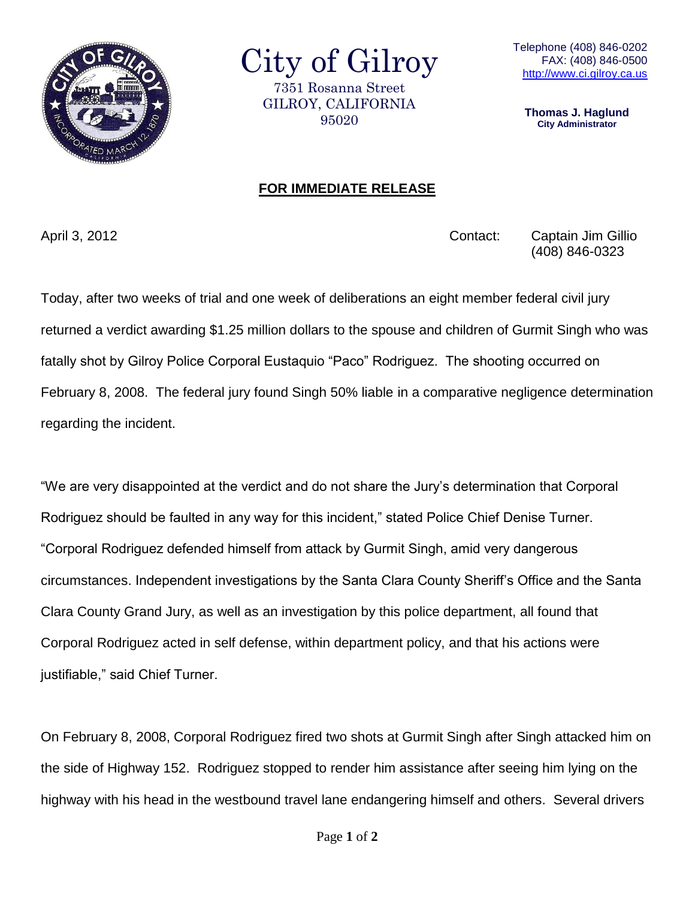# City of Gilroy

7351 Rosanna Street
GILROY, CALIFORNIA
95020

Telephone (408) 846-0202
FAX: (408) 846-0500
http://www.ci.gilroy.ca.us

**Thomas J. Haglund**
**City Administrator**

## FOR IMMEDIATE RELEASE

April 3, 2012

Contact: Captain Jim Gillio
(408) 846-0323

Today, after two weeks of trial and one week of deliberations an eight member federal civil jury returned a verdict awarding $1.25 million dollars to the spouse and children of Gurmit Singh who was fatally shot by Gilroy Police Corporal Eustaquio "Paco" Rodriguez. The shooting occurred on February 8, 2008. The federal jury found Singh 50% liable in a comparative negligence determination regarding the incident.

"We are very disappointed at the verdict and do not share the Jury's determination that Corporal Rodriguez should be faulted in any way for this incident," stated Police Chief Denise Turner. "Corporal Rodriguez defended himself from attack by Gurmit Singh, amid very dangerous circumstances. Independent investigations by the Santa Clara County Sheriff's Office and the Santa Clara County Grand Jury, as well as an investigation by this police department, all found that Corporal Rodriguez acted in self defense, within department policy, and that his actions were justifiable," said Chief Turner.

On February 8, 2008, Corporal Rodriguez fired two shots at Gurmit Singh after Singh attacked him on the side of Highway 152. Rodriguez stopped to render him assistance after seeing him lying on the highway with his head in the westbound travel lane endangering himself and others. Several drivers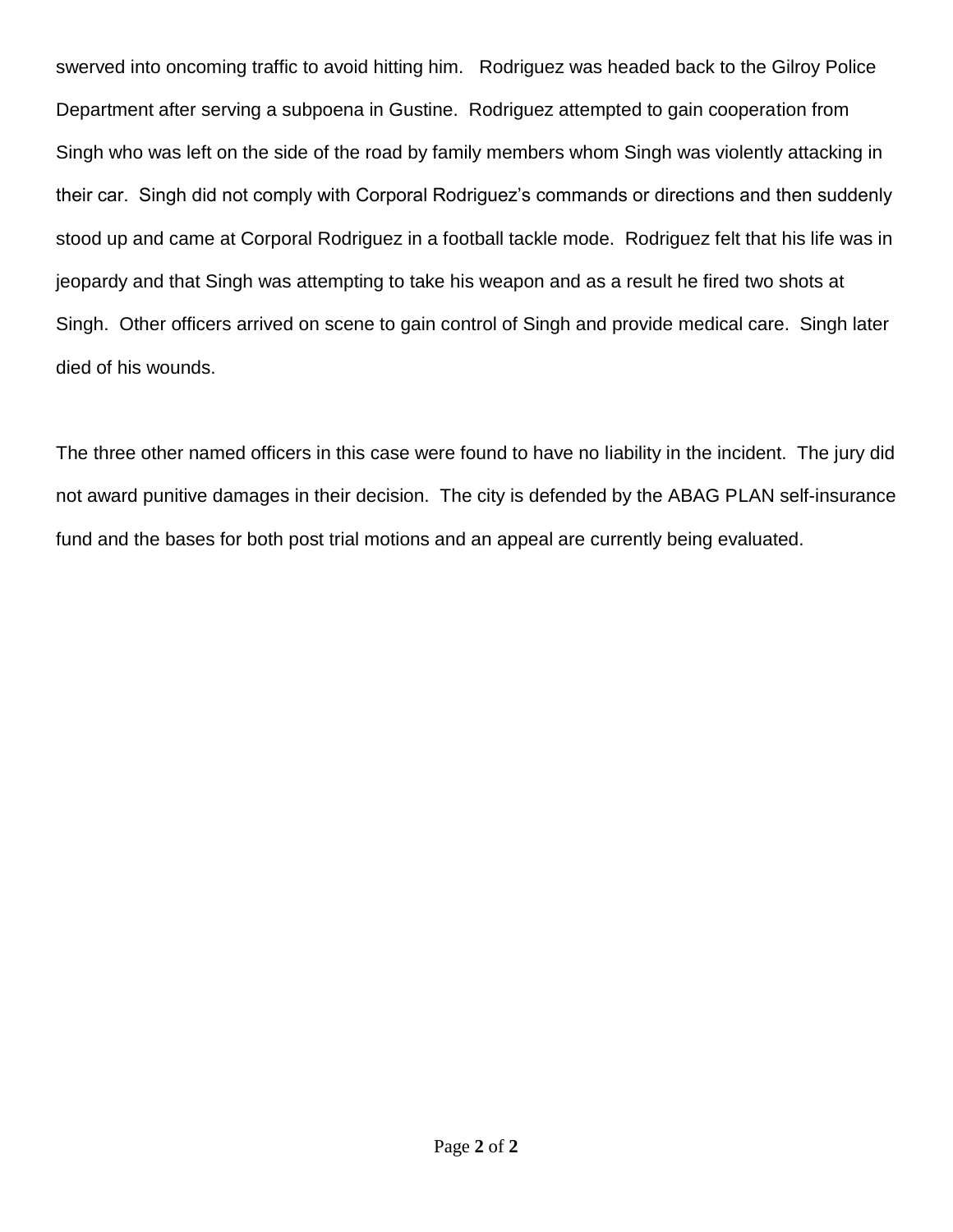swerved into oncoming traffic to avoid hitting him. Rodriguez was headed back to the Gilroy Police Department after serving a subpoena in Gustine. Rodriguez attempted to gain cooperation from Singh who was left on the side of the road by family members whom Singh was violently attacking in their car. Singh did not comply with Corporal Rodriguez's commands or directions and then suddenly stood up and came at Corporal Rodriguez in a football tackle mode. Rodriguez felt that his life was in jeopardy and that Singh was attempting to take his weapon and as a result he fired two shots at Singh. Other officers arrived on scene to gain control of Singh and provide medical care. Singh later died of his wounds.

The three other named officers in this case were found to have no liability in the incident. The jury did not award punitive damages in their decision. The city is defended by the ABAG PLAN self-insurance fund and the bases for both post trial motions and an appeal are currently being evaluated.